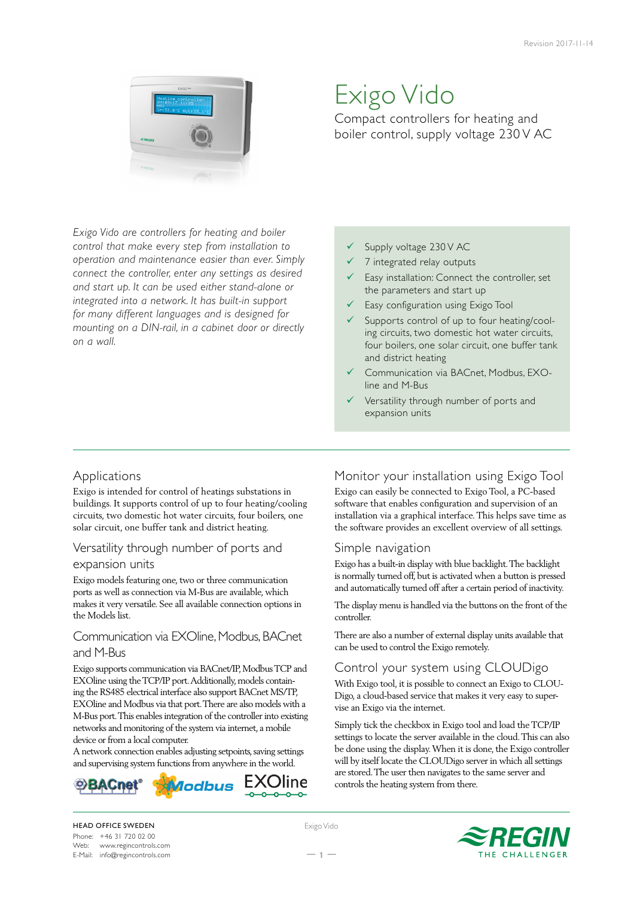Revision 2017-11-14

# Exigo Vido

Compact controllers for heating and boiler control, supply voltage 230 V AC

*Exigo Vido are controllers for heating and boiler control that make every step from installation to operation and maintenance easier than ever. Simply connect the controller, enter any settings as desired and start up. It can be used either stand-alone or integrated into a network. It has built-in support for many different languages and is designed for mounting on a DIN-rail, in a cabinet door or directly on a wall.*

- ✓ Supply voltage 230 V AC
- ✓ 7 integrated relay outputs
- ✓ Easy installation: Connect the controller, set the parameters and start up
- ✓ Easy configuration using Exigo Tool
- ✓ Supports control of up to four heating/cooling circuits, two domestic hot water circuits, four boilers, one solar circuit, one buffer tank and district heating
- ✓ Communication via BACnet, Modbus, EXOline and M-Bus
- ✓ Versatility through number of ports and expansion units

## Applications

Exigo is intended for control of heatings substations in buildings. It supports control of up to four heating/cooling circuits, two domestic hot water circuits, four boilers, one solar circuit, one buffer tank and district heating.

## Versatility through number of ports and expansion units

Exigo models featuring one, two or three communication ports as well as connection via M-Bus are available, which makes it very versatile. See all available connection options in the Models list.

## Communication via EXOline, Modbus, BACnet and M-Bus

Exigo supports communication via BACnet/IP, Modbus TCP and EXOline using the TCP/IP port. Additionally, models containing the RS485 electrical interface also support BACnet MS/TP, EXOline and Modbus via that port. There are also models with a M-Bus port. This enables integration of the controller into existing networks and monitoring of the system via internet, a mobile device or from a local computer.

A network connection enables adjusting setpoints, saving settings and supervising system functions from anywhere in the world.

BACnet® Modbus EXOline

## Monitor your installation using Exigo Tool

Exigo can easily be connected to Exigo Tool, a PC-based software that enables configuration and supervision of an installation via a graphical interface. This helps save time as the software provides an excellent overview of all settings.

## Simple navigation

Exigo has a built-in display with blue backlight. The backlight is normally turned off, but is activated when a button is pressed and automatically turned off after a certain period of inactivity.

The display menu is handled via the buttons on the front of the controller.

There are also a number of external display units available that can be used to control the Exigo remotely.

## Control your system using CLOUDigo

With Exigo tool, it is possible to connect an Exigo to CLOUDigo, a cloud-based service that makes it very easy to supervise an Exigo via the internet.

Simply tick the checkbox in Exigo tool and load the TCP/IP settings to locate the server available in the cloud. This can also be done using the display. When it is done, the Exigo controller will by itself locate the CLOUDigo server in which all settings are stored. The user then navigates to the same server and controls the heating system from there.

HEAD OFFICE SWEDEN
Phone: +46 31 720 02 00
Web: www.regincontrols.com
E-Mail: info@regincontrols.com

REGIN THE CHALLENGER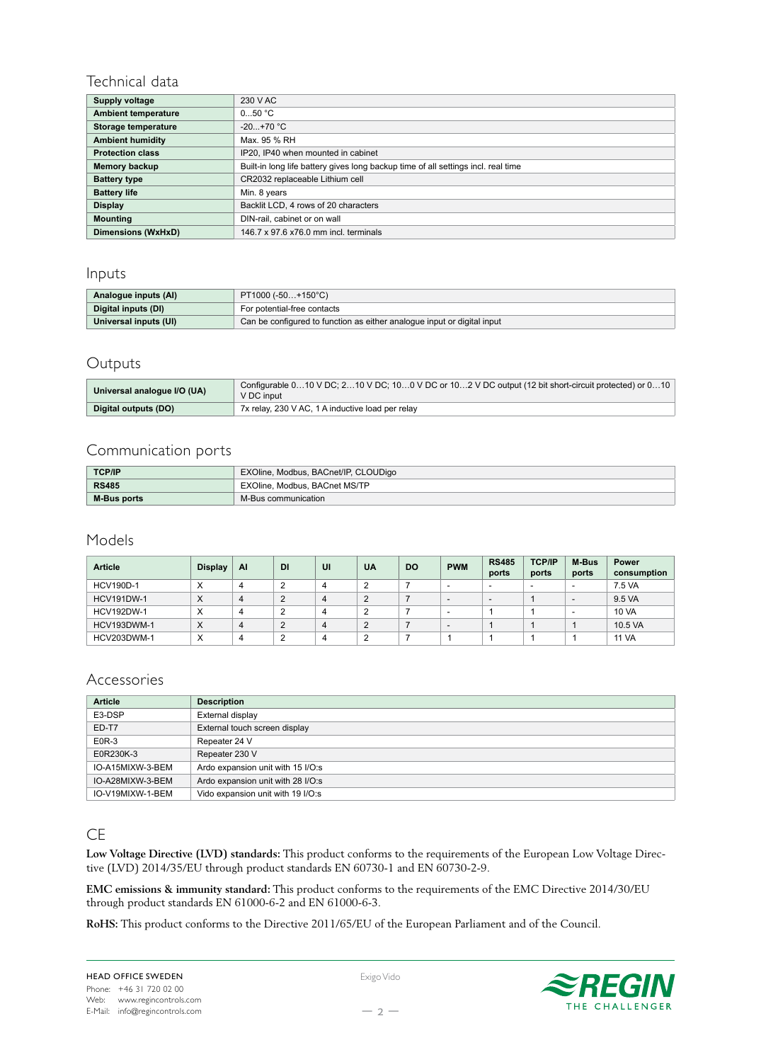## Technical data

| | |
|---|---|
| **Supply voltage** | 230 V AC |
| **Ambient temperature** | 0...50 °C |
| **Storage temperature** | -20...+70 °C |
| **Ambient humidity** | Max. 95 % RH |
| **Protection class** | IP20, IP40 when mounted in cabinet |
| **Memory backup** | Built-in long life battery gives long backup time of all settings incl. real time |
| **Battery type** | CR2032 replaceable Lithium cell |
| **Battery life** | Min. 8 years |
| **Display** | Backlit LCD, 4 rows of 20 characters |
| **Mounting** | DIN-rail, cabinet or on wall |
| **Dimensions (WxHxD)** | 146.7 x 97.6 x76.0 mm incl. terminals |

## Inputs

| | |
|---|---|
| **Analogue inputs (AI)** | PT1000 (-50…+150°C) |
| **Digital inputs (DI)** | For potential-free contacts |
| **Universal inputs (UI)** | Can be configured to function as either analogue input or digital input |

## Outputs

| | |
|---|---|
| **Universal analogue I/O (UA)** | Configurable 0…10 V DC; 2…10 V DC; 10…0 V DC or 10…2 V DC output (12 bit short-circuit protected) or 0…10 V DC input |
| **Digital outputs (DO)** | 7x relay, 230 V AC, 1 A inductive load per relay |

## Communication ports

| | |
|---|---|
| **TCP/IP** | EXOline, Modbus, BACnet/IP, CLOUDigo |
| **RS485** | EXOline, Modbus, BACnet MS/TP |
| **M-Bus ports** | M-Bus communication |

## Models

| Article | Display | AI | DI | UI | UA | DO | PWM | RS485 ports | TCP/IP ports | M-Bus ports | Power consumption |
|---|---|---|---|---|---|---|---|---|---|---|---|
| HCV190D-1 | X | 4 | 2 | 4 | 2 | 7 | - | - | - | - | 7.5 VA |
| HCV191DW-1 | X | 4 | 2 | 4 | 2 | 7 | - | - | 1 | - | 9.5 VA |
| HCV192DW-1 | X | 4 | 2 | 4 | 2 | 7 | - | 1 | 1 | - | 10 VA |
| HCV193DWM-1 | X | 4 | 2 | 4 | 2 | 7 | - | 1 | 1 | 1 | 10.5 VA |
| HCV203DWM-1 | X | 4 | 2 | 4 | 2 | 7 | 1 | 1 | 1 | 1 | 11 VA |

## Accessories

| Article | Description |
|---|---|
| E3-DSP | External display |
| ED-T7 | External touch screen display |
| E0R-3 | Repeater 24 V |
| E0R230K-3 | Repeater 230 V |
| IO-A15MIXW-3-BEM | Ardo expansion unit with 15 I/O:s |
| IO-A28MIXW-3-BEM | Ardo expansion unit with 28 I/O:s |
| IO-V19MIXW-1-BEM | Vido expansion unit with 19 I/O:s |

## CE

**Low Voltage Directive (LVD) standards:** This product conforms to the requirements of the European Low Voltage Directive (LVD) 2014/35/EU through product standards EN 60730-1 and EN 60730-2-9.

**EMC emissions & immunity standard:** This product conforms to the requirements of the EMC Directive 2014/30/EU through product standards EN 61000-6-2 and EN 61000-6-3.

**RoHS:** This product conforms to the Directive 2011/65/EU of the European Parliament and of the Council.

HEAD OFFICE SWEDEN
Phone: +46 31 720 02 00
Web: www.regincontrols.com
E-Mail: info@regincontrols.com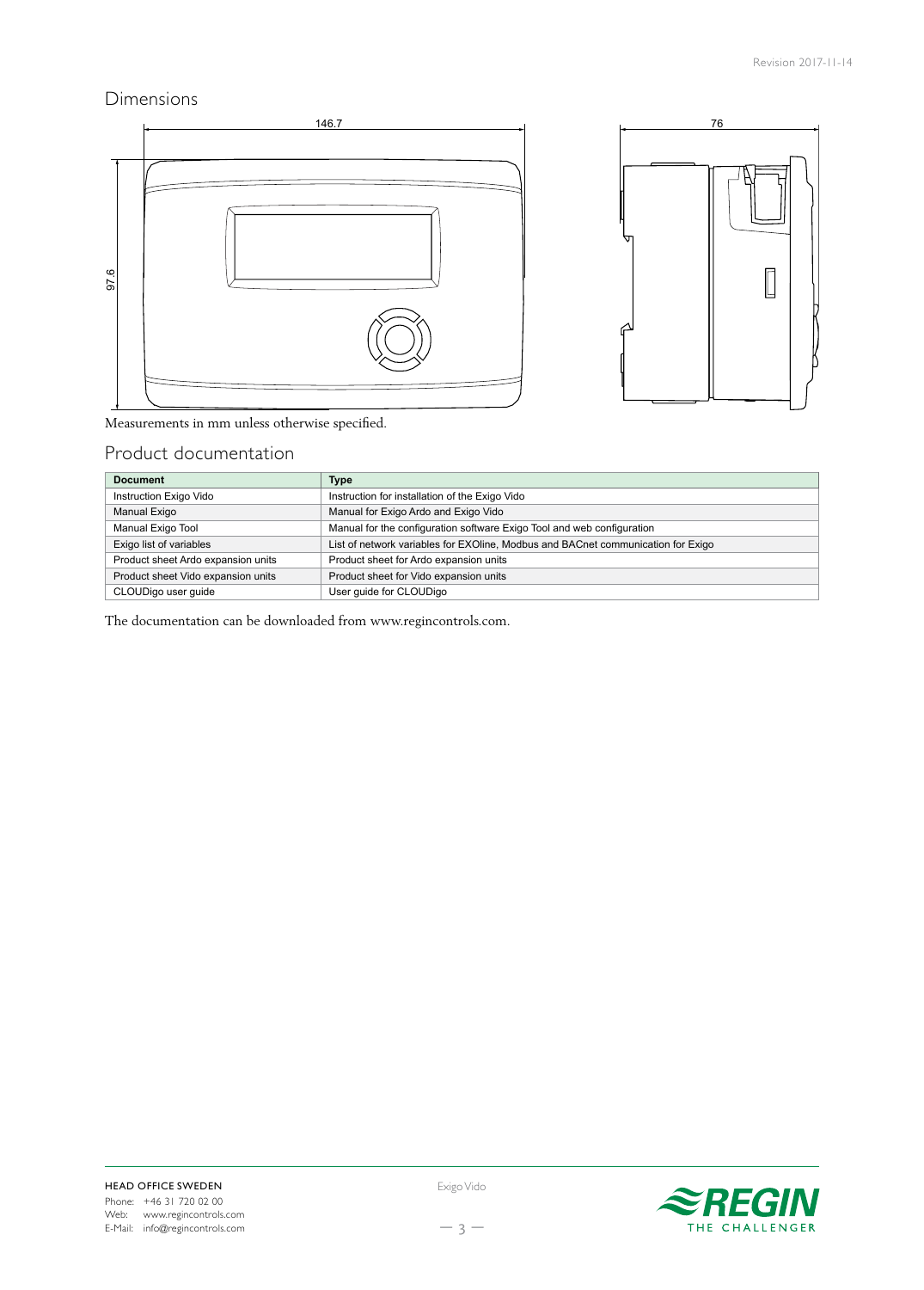## Dimensions

146.7

97.6

76

Measurements in mm unless otherwise specified.

## Product documentation

| Document | Type |
|---|---|
| Instruction Exigo Vido | Instruction for installation of the Exigo Vido |
| Manual Exigo | Manual for Exigo Ardo and Exigo Vido |
| Manual Exigo Tool | Manual for the configuration software Exigo Tool and web configuration |
| Exigo list of variables | List of network variables for EXOline, Modbus and BACnet communication for Exigo |
| Product sheet Ardo expansion units | Product sheet for Ardo expansion units |
| Product sheet Vido expansion units | Product sheet for Vido expansion units |
| CLOUDigo user guide | User guide for CLOUDigo |

The documentation can be downloaded from www.regincontrols.com.

HEAD OFFICE SWEDEN
Phone: +46 31 720 02 00
Web: www.regincontrols.com
E-Mail: info@regincontrols.com